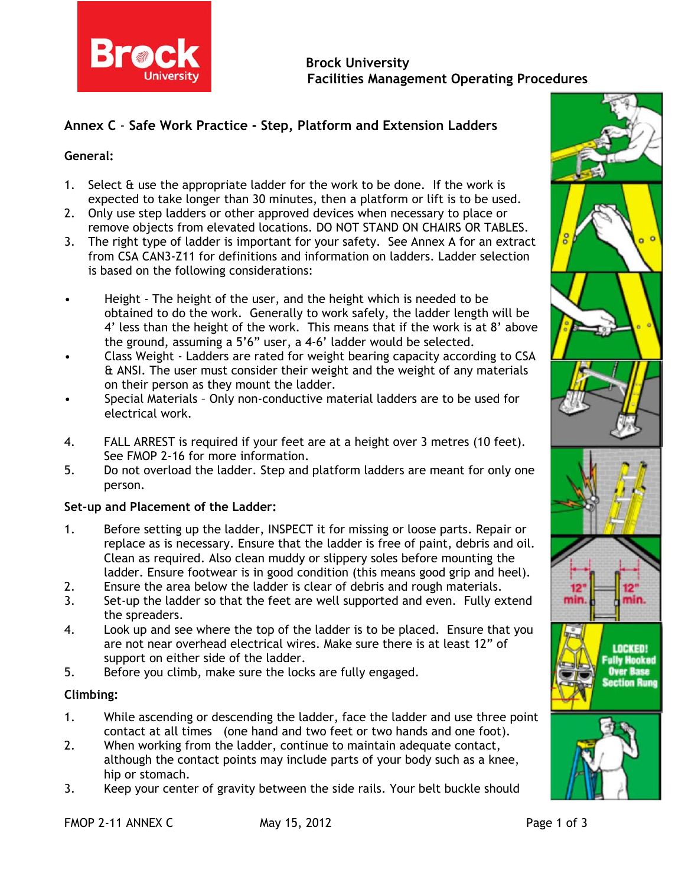Brock University
Facilities Management Operating Procedures

## Annex C - Safe Work Practice - Step, Platform and Extension Ladders

### General:

1. Select & use the appropriate ladder for the work to be done. If the work is expected to take longer than 30 minutes, then a platform or lift is to be used.
2. Only use step ladders or other approved devices when necessary to place or remove objects from elevated locations. DO NOT STAND ON CHAIRS OR TABLES.
3. The right type of ladder is important for your safety. See Annex A for an extract from CSA CAN3-Z11 for definitions and information on ladders. Ladder selection is based on the following considerations:

- Height - The height of the user, and the height which is needed to be obtained to do the work. Generally to work safely, the ladder length will be 4' less than the height of the work. This means that if the work is at 8' above the ground, assuming a 5'6" user, a 4-6' ladder would be selected.
- Class Weight - Ladders are rated for weight bearing capacity according to CSA & ANSI. The user must consider their weight and the weight of any materials on their person as they mount the ladder.
- Special Materials – Only non-conductive material ladders are to be used for electrical work.

4. FALL ARREST is required if your feet are at a height over 3 metres (10 feet). See FMOP 2-16 for more information.
5. Do not overload the ladder. Step and platform ladders are meant for only one person.

### Set-up and Placement of the Ladder:

1. Before setting up the ladder, INSPECT it for missing or loose parts. Repair or replace as is necessary. Ensure that the ladder is free of paint, debris and oil. Clean as required. Also clean muddy or slippery soles before mounting the ladder. Ensure footwear is in good condition (this means good grip and heel).
2. Ensure the area below the ladder is clear of debris and rough materials.
3. Set-up the ladder so that the feet are well supported and even. Fully extend the spreaders.
4. Look up and see where the top of the ladder is to be placed. Ensure that you are not near overhead electrical wires. Make sure there is at least 12" of support on either side of the ladder.
5. Before you climb, make sure the locks are fully engaged.

### Climbing:

1. While ascending or descending the ladder, face the ladder and use three point contact at all times (one hand and two feet or two hands and one foot).
2. When working from the ladder, continue to maintain adequate contact, although the contact points may include parts of your body such as a knee, hip or stomach.
3. Keep your center of gravity between the side rails. Your belt buckle should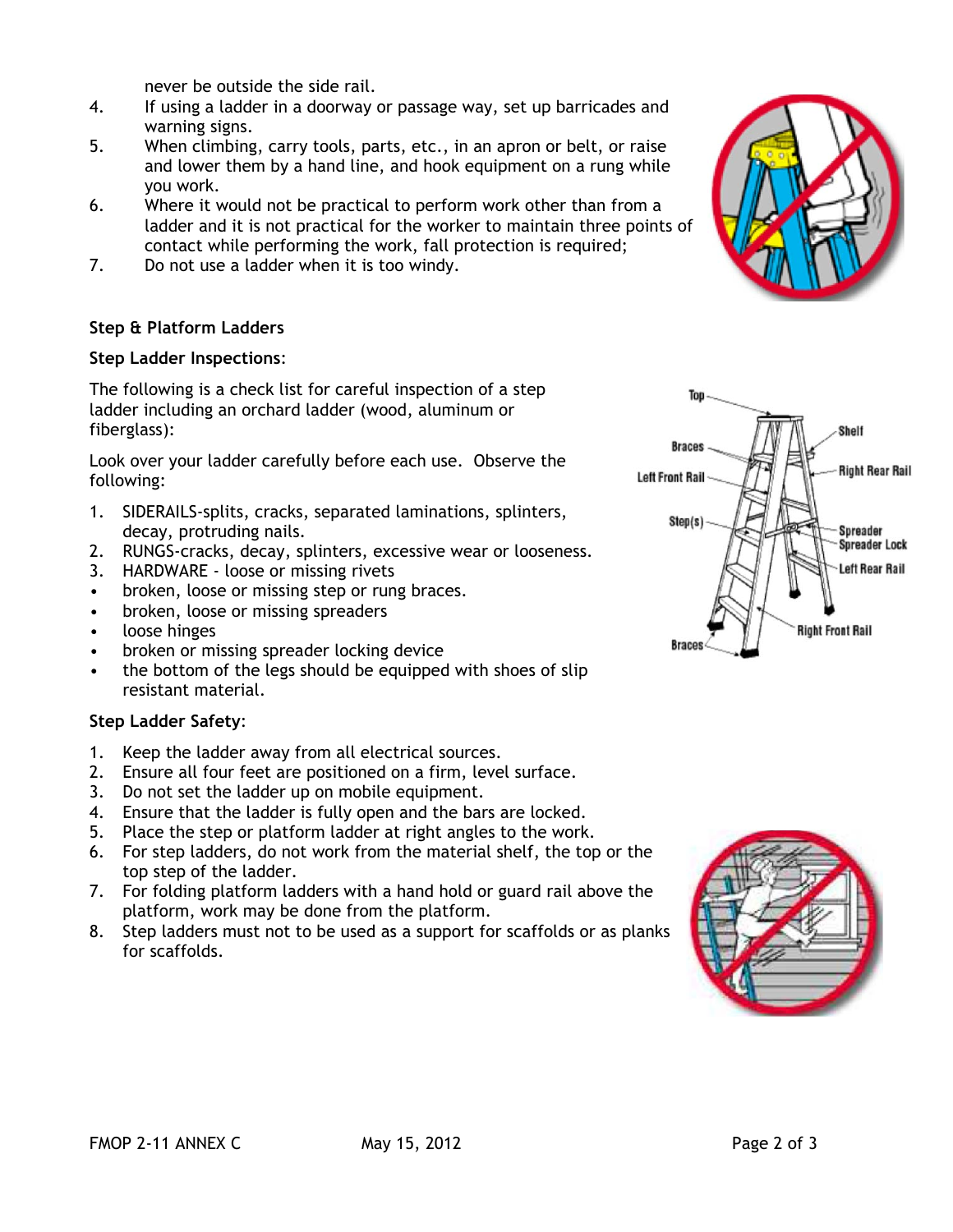never be outside the side rail.

4. If using a ladder in a doorway or passage way, set up barricades and warning signs.
5. When climbing, carry tools, parts, etc., in an apron or belt, or raise and lower them by a hand line, and hook equipment on a rung while you work.
6. Where it would not be practical to perform work other than from a ladder and it is not practical for the worker to maintain three points of contact while performing the work, fall protection is required;
7. Do not use a ladder when it is too windy.

**Step & Platform Ladders**

**Step Ladder Inspections**:

The following is a check list for careful inspection of a step ladder including an orchard ladder (wood, aluminum or fiberglass):

Look over your ladder carefully before each use. Observe the following:

1. SIDERAILS-splits, cracks, separated laminations, splinters, decay, protruding nails.
2. RUNGS-cracks, decay, splinters, excessive wear or looseness.
3. HARDWARE - loose or missing rivets

- broken, loose or missing step or rung braces.
- broken, loose or missing spreaders
- loose hinges
- broken or missing spreader locking device
- the bottom of the legs should be equipped with shoes of slip resistant material.

Top, Braces, Left Front Rail, Step(s), Braces, Shelf, Right Rear Rail, Spreader, Spreader Lock, Left Rear Rail, Right Front Rail

**Step Ladder Safety**:

1. Keep the ladder away from all electrical sources.
2. Ensure all four feet are positioned on a firm, level surface.
3. Do not set the ladder up on mobile equipment.
4. Ensure that the ladder is fully open and the bars are locked.
5. Place the step or platform ladder at right angles to the work.
6. For step ladders, do not work from the material shelf, the top or the top step of the ladder.
7. For folding platform ladders with a hand hold or guard rail above the platform, work may be done from the platform.
8. Step ladders must not to be used as a support for scaffolds or as planks for scaffolds.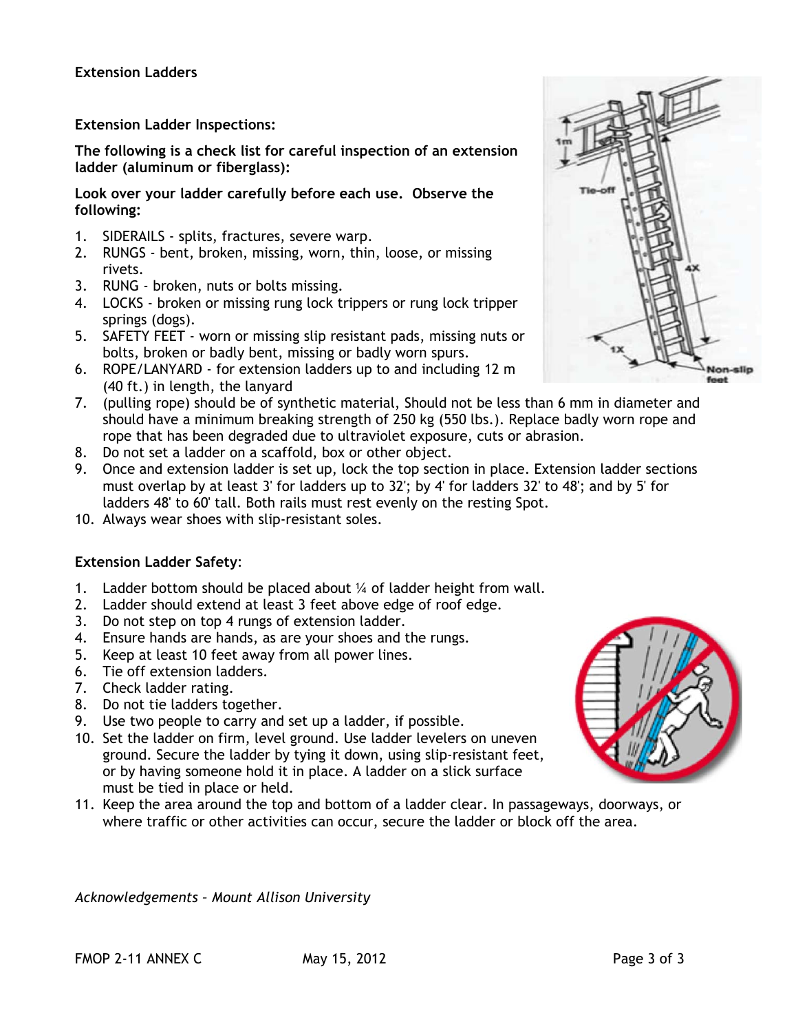**Extension Ladders**

**Extension Ladder Inspections:**

**The following is a check list for careful inspection of an extension ladder (aluminum or fiberglass):**

**Look over your ladder carefully before each use. Observe the following:**

1. SIDERAILS - splits, fractures, severe warp.
2. RUNGS - bent, broken, missing, worn, thin, loose, or missing rivets.
3. RUNG - broken, nuts or bolts missing.
4. LOCKS - broken or missing rung lock trippers or rung lock tripper springs (dogs).
5. SAFETY FEET - worn or missing slip resistant pads, missing nuts or bolts, broken or badly bent, missing or badly worn spurs.
6. ROPE/LANYARD - for extension ladders up to and including 12 m (40 ft.) in length, the lanyard
7. (pulling rope) should be of synthetic material, Should not be less than 6 mm in diameter and should have a minimum breaking strength of 250 kg (550 lbs.). Replace badly worn rope and rope that has been degraded due to ultraviolet exposure, cuts or abrasion.
8. Do not set a ladder on a scaffold, box or other object.
9. Once and extension ladder is set up, lock the top section in place. Extension ladder sections must overlap by at least 3' for ladders up to 32'; by 4' for ladders 32' to 48'; and by 5' for ladders 48' to 60' tall. Both rails must rest evenly on the resting Spot.
10. Always wear shoes with slip-resistant soles.

1m

Tie-off

4X

1X

Non-slip feet

**Extension Ladder Safety**:

1. Ladder bottom should be placed about ¼ of ladder height from wall.
2. Ladder should extend at least 3 feet above edge of roof edge.
3. Do not step on top 4 rungs of extension ladder.
4. Ensure hands are hands, as are your shoes and the rungs.
5. Keep at least 10 feet away from all power lines.
6. Tie off extension ladders.
7. Check ladder rating.
8. Do not tie ladders together.
9. Use two people to carry and set up a ladder, if possible.
10. Set the ladder on firm, level ground. Use ladder levelers on uneven ground. Secure the ladder by tying it down, using slip-resistant feet, or by having someone hold it in place. A ladder on a slick surface must be tied in place or held.
11. Keep the area around the top and bottom of a ladder clear. In passageways, doorways, or where traffic or other activities can occur, secure the ladder or block off the area.

*Acknowledgements – Mount Allison University*